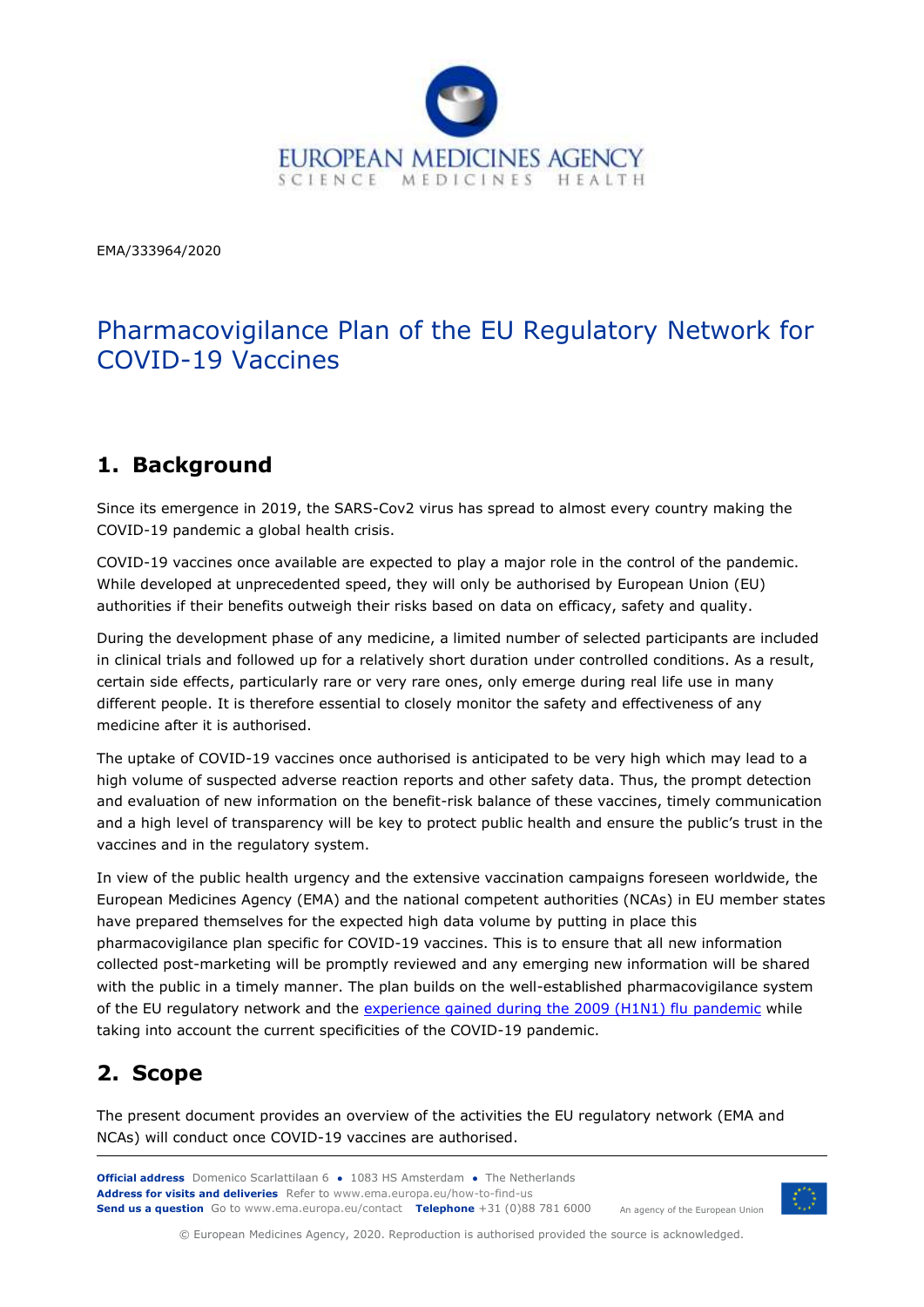EMA/333964/2020

# Pharmacovigilance Plan of the EU Regulatory Network for COVID-19 Vaccines

## 1. Background

Since its emergence in 2019, the SARS-Cov2 virus has spread to almost every country making the COVID-19 pandemic a global health crisis.

COVID-19 vaccines once available are expected to play a major role in the control of the pandemic. While developed at unprecedented speed, they will only be authorised by European Union (EU) authorities if their benefits outweigh their risks based on data on efficacy, safety and quality.

During the development phase of any medicine, a limited number of selected participants are included in clinical trials and followed up for a relatively short duration under controlled conditions. As a result, certain side effects, particularly rare or very rare ones, only emerge during real life use in many different people. It is therefore essential to closely monitor the safety and effectiveness of any medicine after it is authorised.

The uptake of COVID-19 vaccines once authorised is anticipated to be very high which may lead to a high volume of suspected adverse reaction reports and other safety data. Thus, the prompt detection and evaluation of new information on the benefit-risk balance of these vaccines, timely communication and a high level of transparency will be key to protect public health and ensure the public's trust in the vaccines and in the regulatory system.

In view of the public health urgency and the extensive vaccination campaigns foreseen worldwide, the European Medicines Agency (EMA) and the national competent authorities (NCAs) in EU member states have prepared themselves for the expected high data volume by putting in place this pharmacovigilance plan specific for COVID-19 vaccines. This is to ensure that all new information collected post-marketing will be promptly reviewed and any emerging new information will be shared with the public in a timely manner. The plan builds on the well-established pharmacovigilance system of the EU regulatory network and the experience gained during the 2009 (H1N1) flu pandemic while taking into account the current specificities of the COVID-19 pandemic.

## 2. Scope

The present document provides an overview of the activities the EU regulatory network (EMA and NCAs) will conduct once COVID-19 vaccines are authorised.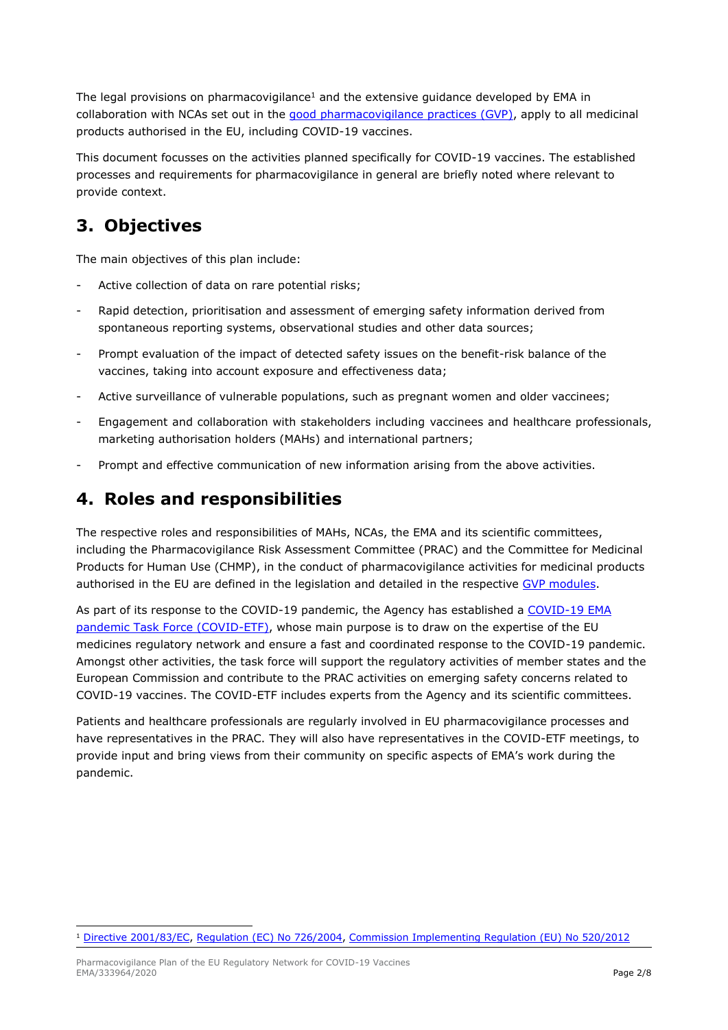The legal provisions on pharmacovigilance[1] and the extensive guidance developed by EMA in collaboration with NCAs set out in the good pharmacovigilance practices (GVP), apply to all medicinal products authorised in the EU, including COVID-19 vaccines.

This document focusses on the activities planned specifically for COVID-19 vaccines. The established processes and requirements for pharmacovigilance in general are briefly noted where relevant to provide context.

## 3. Objectives

The main objectives of this plan include:

- Active collection of data on rare potential risks;
- Rapid detection, prioritisation and assessment of emerging safety information derived from spontaneous reporting systems, observational studies and other data sources;
- Prompt evaluation of the impact of detected safety issues on the benefit-risk balance of the vaccines, taking into account exposure and effectiveness data;
- Active surveillance of vulnerable populations, such as pregnant women and older vaccinees;
- Engagement and collaboration with stakeholders including vaccinees and healthcare professionals, marketing authorisation holders (MAHs) and international partners;
- Prompt and effective communication of new information arising from the above activities.

## 4. Roles and responsibilities

The respective roles and responsibilities of MAHs, NCAs, the EMA and its scientific committees, including the Pharmacovigilance Risk Assessment Committee (PRAC) and the Committee for Medicinal Products for Human Use (CHMP), in the conduct of pharmacovigilance activities for medicinal products authorised in the EU are defined in the legislation and detailed in the respective GVP modules.

As part of its response to the COVID-19 pandemic, the Agency has established a COVID-19 EMA pandemic Task Force (COVID-ETF), whose main purpose is to draw on the expertise of the EU medicines regulatory network and ensure a fast and coordinated response to the COVID-19 pandemic. Amongst other activities, the task force will support the regulatory activities of member states and the European Commission and contribute to the PRAC activities on emerging safety concerns related to COVID-19 vaccines. The COVID-ETF includes experts from the Agency and its scientific committees.

Patients and healthcare professionals are regularly involved in EU pharmacovigilance processes and have representatives in the PRAC. They will also have representatives in the COVID-ETF meetings, to provide input and bring views from their community on specific aspects of EMA's work during the pandemic.

---

[1] Directive 2001/83/EC, Regulation (EC) No 726/2004, Commission Implementing Regulation (EU) No 520/2012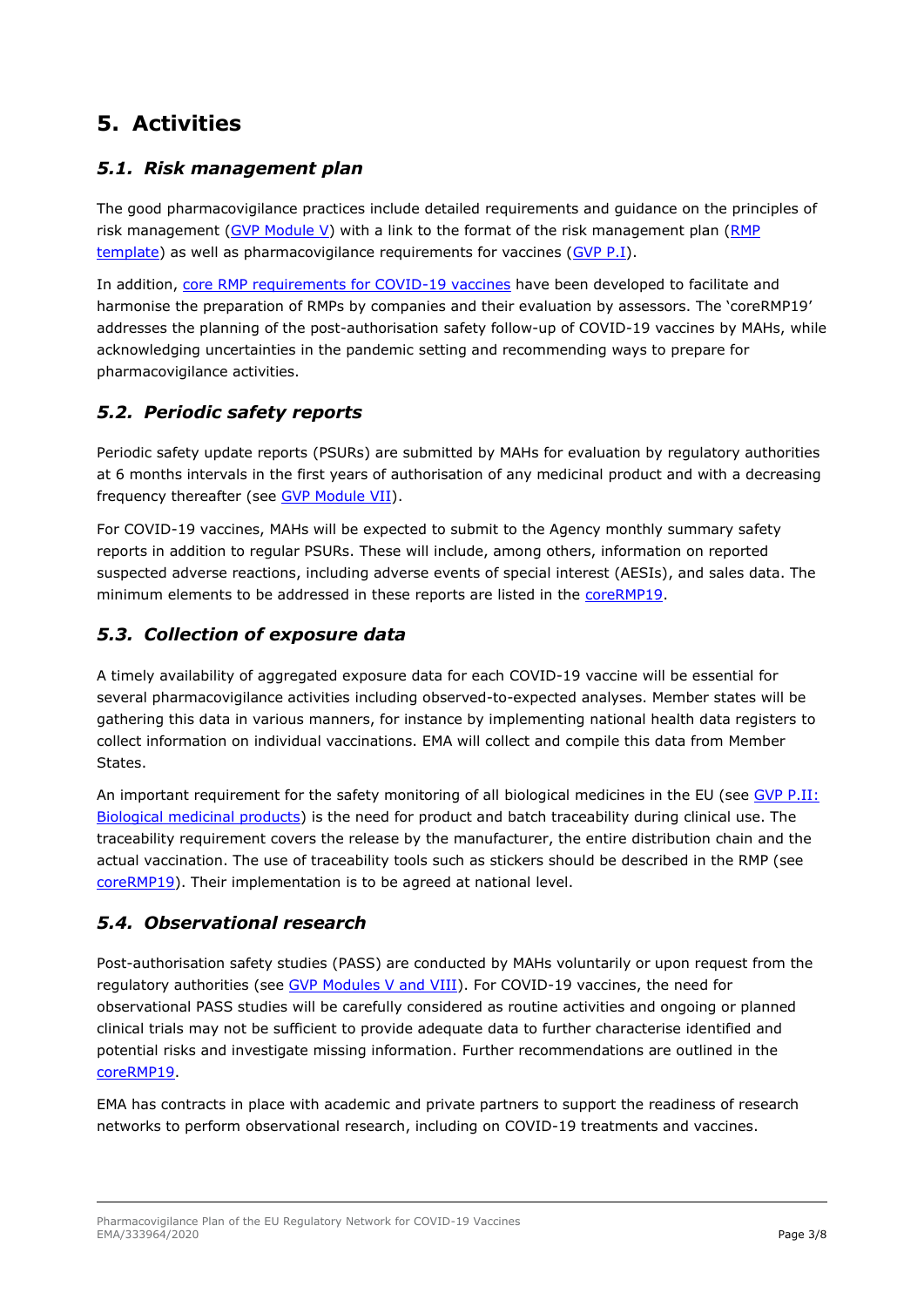# 5. Activities

## 5.1. Risk management plan

The good pharmacovigilance practices include detailed requirements and guidance on the principles of risk management (GVP Module V) with a link to the format of the risk management plan (RMP template) as well as pharmacovigilance requirements for vaccines (GVP P.I).

In addition, core RMP requirements for COVID-19 vaccines have been developed to facilitate and harmonise the preparation of RMPs by companies and their evaluation by assessors. The 'coreRMP19' addresses the planning of the post-authorisation safety follow-up of COVID-19 vaccines by MAHs, while acknowledging uncertainties in the pandemic setting and recommending ways to prepare for pharmacovigilance activities.

## 5.2. Periodic safety reports

Periodic safety update reports (PSURs) are submitted by MAHs for evaluation by regulatory authorities at 6 months intervals in the first years of authorisation of any medicinal product and with a decreasing frequency thereafter (see GVP Module VII).

For COVID-19 vaccines, MAHs will be expected to submit to the Agency monthly summary safety reports in addition to regular PSURs. These will include, among others, information on reported suspected adverse reactions, including adverse events of special interest (AESIs), and sales data. The minimum elements to be addressed in these reports are listed in the coreRMP19.

## 5.3. Collection of exposure data

A timely availability of aggregated exposure data for each COVID-19 vaccine will be essential for several pharmacovigilance activities including observed-to-expected analyses. Member states will be gathering this data in various manners, for instance by implementing national health data registers to collect information on individual vaccinations. EMA will collect and compile this data from Member States.

An important requirement for the safety monitoring of all biological medicines in the EU (see GVP P.II: Biological medicinal products) is the need for product and batch traceability during clinical use. The traceability requirement covers the release by the manufacturer, the entire distribution chain and the actual vaccination. The use of traceability tools such as stickers should be described in the RMP (see coreRMP19). Their implementation is to be agreed at national level.

## 5.4. Observational research

Post-authorisation safety studies (PASS) are conducted by MAHs voluntarily or upon request from the regulatory authorities (see GVP Modules V and VIII). For COVID-19 vaccines, the need for observational PASS studies will be carefully considered as routine activities and ongoing or planned clinical trials may not be sufficient to provide adequate data to further characterise identified and potential risks and investigate missing information. Further recommendations are outlined in the coreRMP19.

EMA has contracts in place with academic and private partners to support the readiness of research networks to perform observational research, including on COVID-19 treatments and vaccines.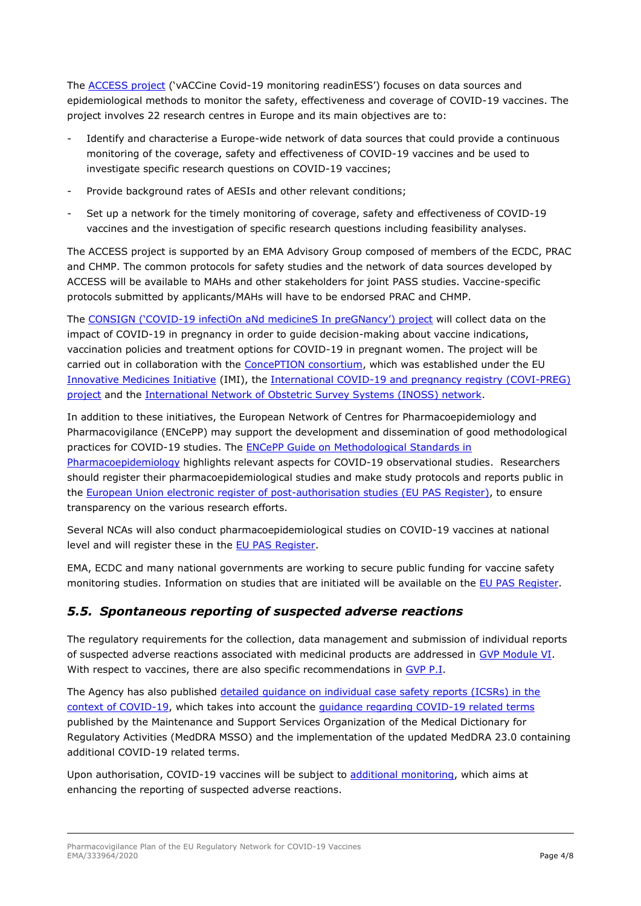The ACCESS project ('vACCine Covid-19 monitoring readinESS') focuses on data sources and epidemiological methods to monitor the safety, effectiveness and coverage of COVID-19 vaccines. The project involves 22 research centres in Europe and its main objectives are to:

- Identify and characterise a Europe-wide network of data sources that could provide a continuous monitoring of the coverage, safety and effectiveness of COVID-19 vaccines and be used to investigate specific research questions on COVID-19 vaccines;
- Provide background rates of AESIs and other relevant conditions;
- Set up a network for the timely monitoring of coverage, safety and effectiveness of COVID-19 vaccines and the investigation of specific research questions including feasibility analyses.

The ACCESS project is supported by an EMA Advisory Group composed of members of the ECDC, PRAC and CHMP. The common protocols for safety studies and the network of data sources developed by ACCESS will be available to MAHs and other stakeholders for joint PASS studies. Vaccine-specific protocols submitted by applicants/MAHs will have to be endorsed PRAC and CHMP.

The CONSIGN ('COVID-19 infectiOn aNd medicineS In preGNancy') project will collect data on the impact of COVID-19 in pregnancy in order to guide decision-making about vaccine indications, vaccination policies and treatment options for COVID-19 in pregnant women. The project will be carried out in collaboration with the ConcePTION consortium, which was established under the EU Innovative Medicines Initiative (IMI), the International COVID-19 and pregnancy registry (COVI-PREG) project and the International Network of Obstetric Survey Systems (INOSS) network.

In addition to these initiatives, the European Network of Centres for Pharmacoepidemiology and Pharmacovigilance (ENCePP) may support the development and dissemination of good methodological practices for COVID-19 studies. The ENCePP Guide on Methodological Standards in Pharmacoepidemiology highlights relevant aspects for COVID-19 observational studies. Researchers should register their pharmacoepidemiological studies and make study protocols and reports public in the European Union electronic register of post-authorisation studies (EU PAS Register), to ensure transparency on the various research efforts.

Several NCAs will also conduct pharmacoepidemiological studies on COVID-19 vaccines at national level and will register these in the EU PAS Register.

EMA, ECDC and many national governments are working to secure public funding for vaccine safety monitoring studies. Information on studies that are initiated will be available on the EU PAS Register.

## *5.5. Spontaneous reporting of suspected adverse reactions*

The regulatory requirements for the collection, data management and submission of individual reports of suspected adverse reactions associated with medicinal products are addressed in GVP Module VI. With respect to vaccines, there are also specific recommendations in GVP P.I.

The Agency has also published detailed guidance on individual case safety reports (ICSRs) in the context of COVID-19, which takes into account the guidance regarding COVID-19 related terms published by the Maintenance and Support Services Organization of the Medical Dictionary for Regulatory Activities (MedDRA MSSO) and the implementation of the updated MedDRA 23.0 containing additional COVID-19 related terms.

Upon authorisation, COVID-19 vaccines will be subject to additional monitoring, which aims at enhancing the reporting of suspected adverse reactions.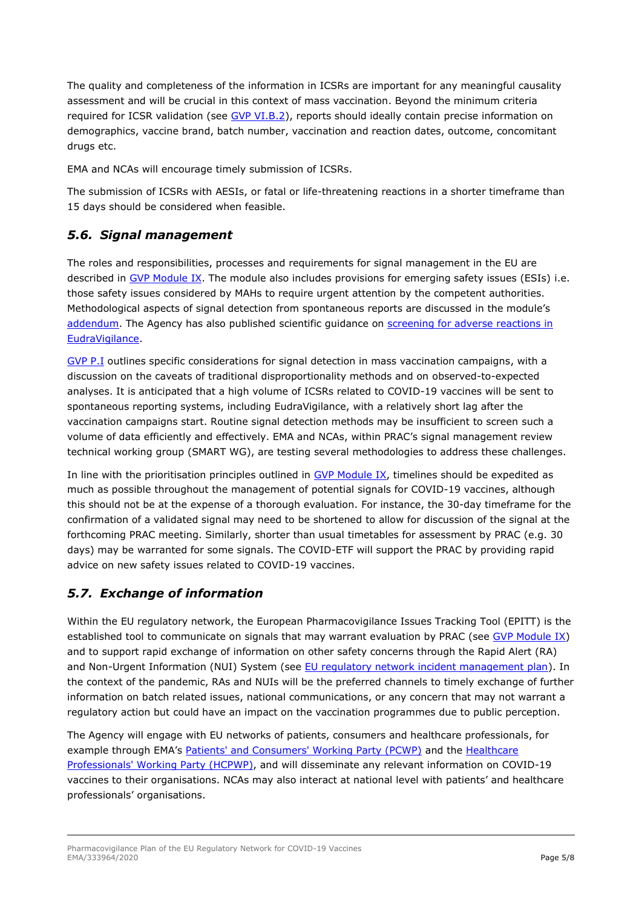The quality and completeness of the information in ICSRs are important for any meaningful causality assessment and will be crucial in this context of mass vaccination. Beyond the minimum criteria required for ICSR validation (see GVP VI.B.2), reports should ideally contain precise information on demographics, vaccine brand, batch number, vaccination and reaction dates, outcome, concomitant drugs etc.

EMA and NCAs will encourage timely submission of ICSRs.

The submission of ICSRs with AESIs, or fatal or life-threatening reactions in a shorter timeframe than 15 days should be considered when feasible.

## *5.6. Signal management*

The roles and responsibilities, processes and requirements for signal management in the EU are described in GVP Module IX. The module also includes provisions for emerging safety issues (ESIs) i.e. those safety issues considered by MAHs to require urgent attention by the competent authorities. Methodological aspects of signal detection from spontaneous reports are discussed in the module's addendum. The Agency has also published scientific guidance on screening for adverse reactions in EudraVigilance.

GVP P.I outlines specific considerations for signal detection in mass vaccination campaigns, with a discussion on the caveats of traditional disproportionality methods and on observed-to-expected analyses. It is anticipated that a high volume of ICSRs related to COVID-19 vaccines will be sent to spontaneous reporting systems, including EudraVigilance, with a relatively short lag after the vaccination campaigns start. Routine signal detection methods may be insufficient to screen such a volume of data efficiently and effectively. EMA and NCAs, within PRAC's signal management review technical working group (SMART WG), are testing several methodologies to address these challenges.

In line with the prioritisation principles outlined in GVP Module IX, timelines should be expedited as much as possible throughout the management of potential signals for COVID-19 vaccines, although this should not be at the expense of a thorough evaluation. For instance, the 30-day timeframe for the confirmation of a validated signal may need to be shortened to allow for discussion of the signal at the forthcoming PRAC meeting. Similarly, shorter than usual timetables for assessment by PRAC (e.g. 30 days) may be warranted for some signals. The COVID-ETF will support the PRAC by providing rapid advice on new safety issues related to COVID-19 vaccines.

## *5.7. Exchange of information*

Within the EU regulatory network, the European Pharmacovigilance Issues Tracking Tool (EPITT) is the established tool to communicate on signals that may warrant evaluation by PRAC (see GVP Module IX) and to support rapid exchange of information on other safety concerns through the Rapid Alert (RA) and Non-Urgent Information (NUI) System (see EU regulatory network incident management plan). In the context of the pandemic, RAs and NUIs will be the preferred channels to timely exchange of further information on batch related issues, national communications, or any concern that may not warrant a regulatory action but could have an impact on the vaccination programmes due to public perception.

The Agency will engage with EU networks of patients, consumers and healthcare professionals, for example through EMA's Patients' and Consumers' Working Party (PCWP) and the Healthcare Professionals' Working Party (HCPWP), and will disseminate any relevant information on COVID-19 vaccines to their organisations. NCAs may also interact at national level with patients' and healthcare professionals' organisations.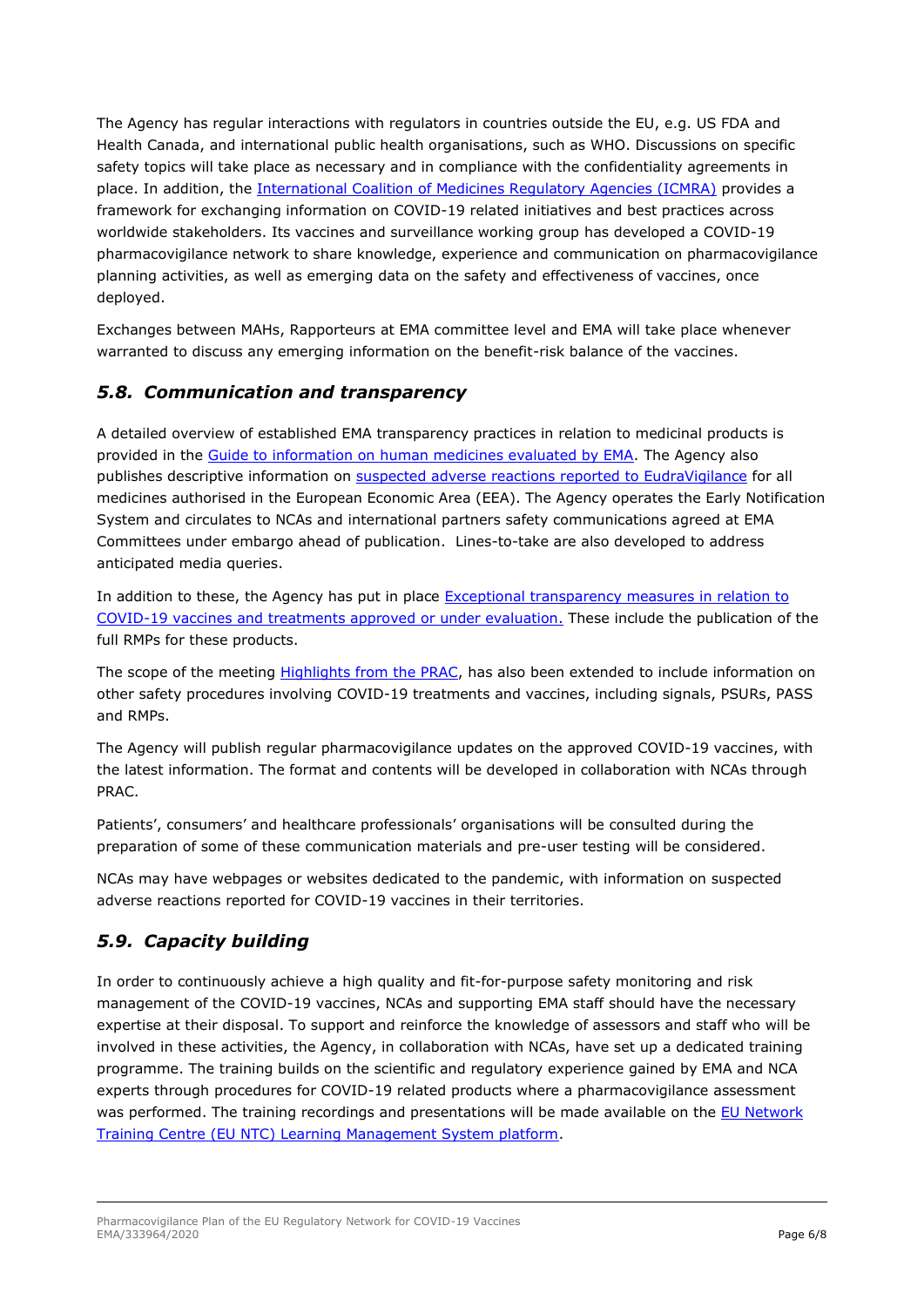The Agency has regular interactions with regulators in countries outside the EU, e.g. US FDA and Health Canada, and international public health organisations, such as WHO. Discussions on specific safety topics will take place as necessary and in compliance with the confidentiality agreements in place. In addition, the [International Coalition of Medicines Regulatory Agencies (ICMRA)](#) provides a framework for exchanging information on COVID-19 related initiatives and best practices across worldwide stakeholders. Its vaccines and surveillance working group has developed a COVID-19 pharmacovigilance network to share knowledge, experience and communication on pharmacovigilance planning activities, as well as emerging data on the safety and effectiveness of vaccines, once deployed.

Exchanges between MAHs, Rapporteurs at EMA committee level and EMA will take place whenever warranted to discuss any emerging information on the benefit-risk balance of the vaccines.

## *5.8. Communication and transparency*

A detailed overview of established EMA transparency practices in relation to medicinal products is provided in the [Guide to information on human medicines evaluated by EMA](#). The Agency also publishes descriptive information on [suspected adverse reactions reported to EudraVigilance](#) for all medicines authorised in the European Economic Area (EEA). The Agency operates the Early Notification System and circulates to NCAs and international partners safety communications agreed at EMA Committees under embargo ahead of publication. Lines-to-take are also developed to address anticipated media queries.

In addition to these, the Agency has put in place [Exceptional transparency measures in relation to COVID-19 vaccines and treatments approved or under evaluation.](#) These include the publication of the full RMPs for these products.

The scope of the meeting [Highlights from the PRAC](#), has also been extended to include information on other safety procedures involving COVID-19 treatments and vaccines, including signals, PSURs, PASS and RMPs.

The Agency will publish regular pharmacovigilance updates on the approved COVID-19 vaccines, with the latest information. The format and contents will be developed in collaboration with NCAs through PRAC.

Patients', consumers' and healthcare professionals' organisations will be consulted during the preparation of some of these communication materials and pre-user testing will be considered.

NCAs may have webpages or websites dedicated to the pandemic, with information on suspected adverse reactions reported for COVID-19 vaccines in their territories.

## *5.9. Capacity building*

In order to continuously achieve a high quality and fit-for-purpose safety monitoring and risk management of the COVID-19 vaccines, NCAs and supporting EMA staff should have the necessary expertise at their disposal. To support and reinforce the knowledge of assessors and staff who will be involved in these activities, the Agency, in collaboration with NCAs, have set up a dedicated training programme. The training builds on the scientific and regulatory experience gained by EMA and NCA experts through procedures for COVID-19 related products where a pharmacovigilance assessment was performed. The training recordings and presentations will be made available on the [EU Network Training Centre (EU NTC) Learning Management System platform](#).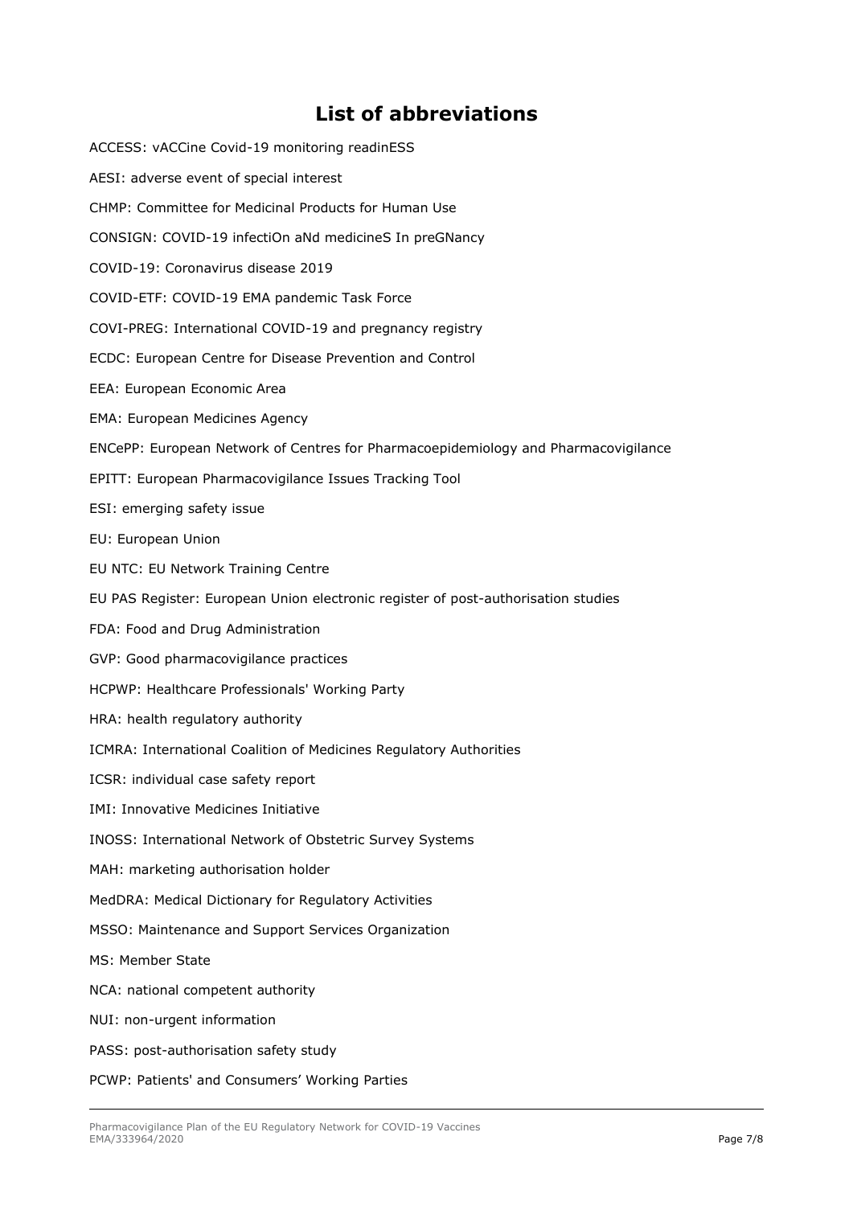# List of abbreviations

ACCESS: vACCine Covid-19 monitoring readinESS

AESI: adverse event of special interest

CHMP: Committee for Medicinal Products for Human Use

CONSIGN: COVID-19 infectiOn aNd medicineS In preGNancy

COVID-19: Coronavirus disease 2019

COVID-ETF: COVID-19 EMA pandemic Task Force

COVI-PREG: International COVID-19 and pregnancy registry

ECDC: European Centre for Disease Prevention and Control

EEA: European Economic Area

EMA: European Medicines Agency

ENCePP: European Network of Centres for Pharmacoepidemiology and Pharmacovigilance

EPITT: European Pharmacovigilance Issues Tracking Tool

ESI: emerging safety issue

EU: European Union

EU NTC: EU Network Training Centre

EU PAS Register: European Union electronic register of post-authorisation studies

FDA: Food and Drug Administration

GVP: Good pharmacovigilance practices

HCPWP: Healthcare Professionals' Working Party

HRA: health regulatory authority

ICMRA: International Coalition of Medicines Regulatory Authorities

ICSR: individual case safety report

IMI: Innovative Medicines Initiative

INOSS: International Network of Obstetric Survey Systems

MAH: marketing authorisation holder

MedDRA: Medical Dictionary for Regulatory Activities

MSSO: Maintenance and Support Services Organization

MS: Member State

NCA: national competent authority

NUI: non-urgent information

PASS: post-authorisation safety study

PCWP: Patients' and Consumers' Working Parties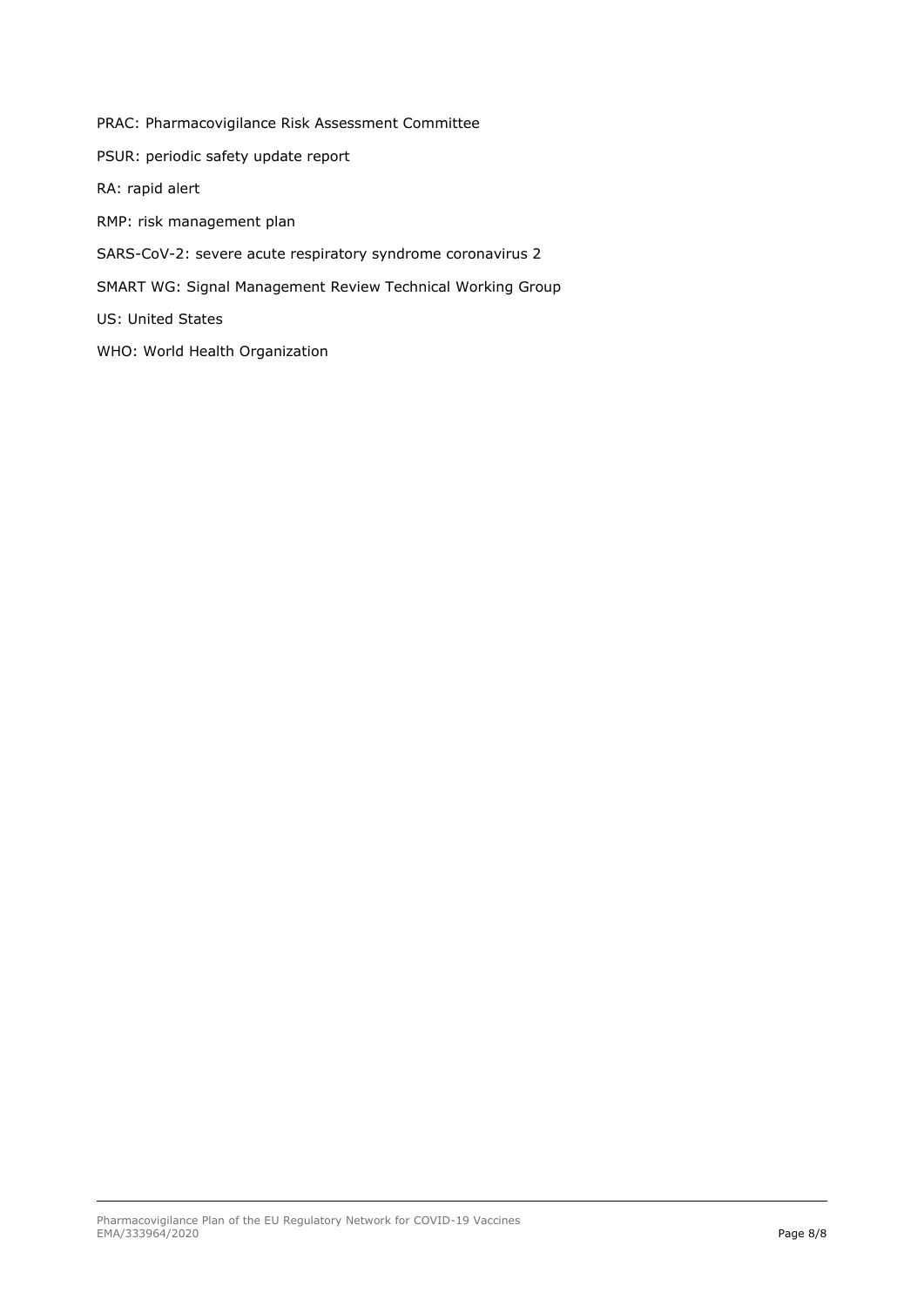PRAC: Pharmacovigilance Risk Assessment Committee

PSUR: periodic safety update report

RA: rapid alert

RMP: risk management plan

SARS-CoV-2: severe acute respiratory syndrome coronavirus 2

SMART WG: Signal Management Review Technical Working Group

US: United States

WHO: World Health Organization